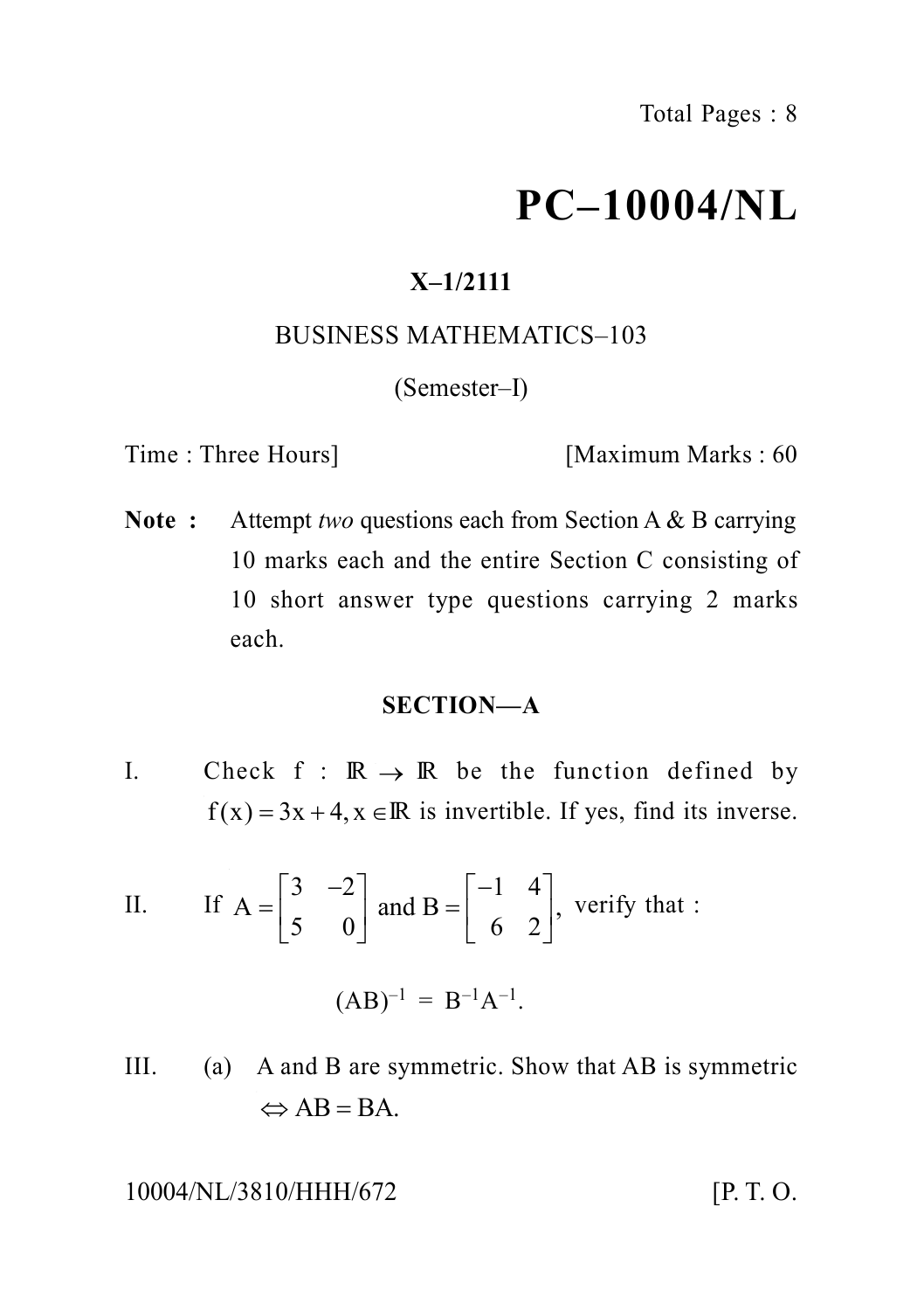Total Pages : 8

# PC–10004/NL

**X–1/2111**

BUSINESS MATHEMATICS–103

(Semester–I)

Time : Three Hours] [Maximum Marks : 60

**Note :** Attempt *two* questions each from Section A & B carrying 10 marks each and the entire Section C consisting of 10 short answer type questions carrying 2 marks each.

## SECTION—A

I. Check $f : \mathbb{R} \rightarrow \mathbb{R}$ be the function defined by $f(x) = 3x + 4, x \in \mathbb{R}$ is invertible. If yes, find its inverse.

II. If $A = \begin{bmatrix} 3 & -2 \\ 5 & 0 \end{bmatrix}$ and $B = \begin{bmatrix} -1 & 4 \\ 6 & 2 \end{bmatrix}$, verify that :

$$(AB)^{-1} = B^{-1}A^{-1}.$$

III. (a) A and B are symmetric. Show that AB is symmetric $\Leftrightarrow AB = BA$.

10004/NL/3810/HHH/672 [P. T. O.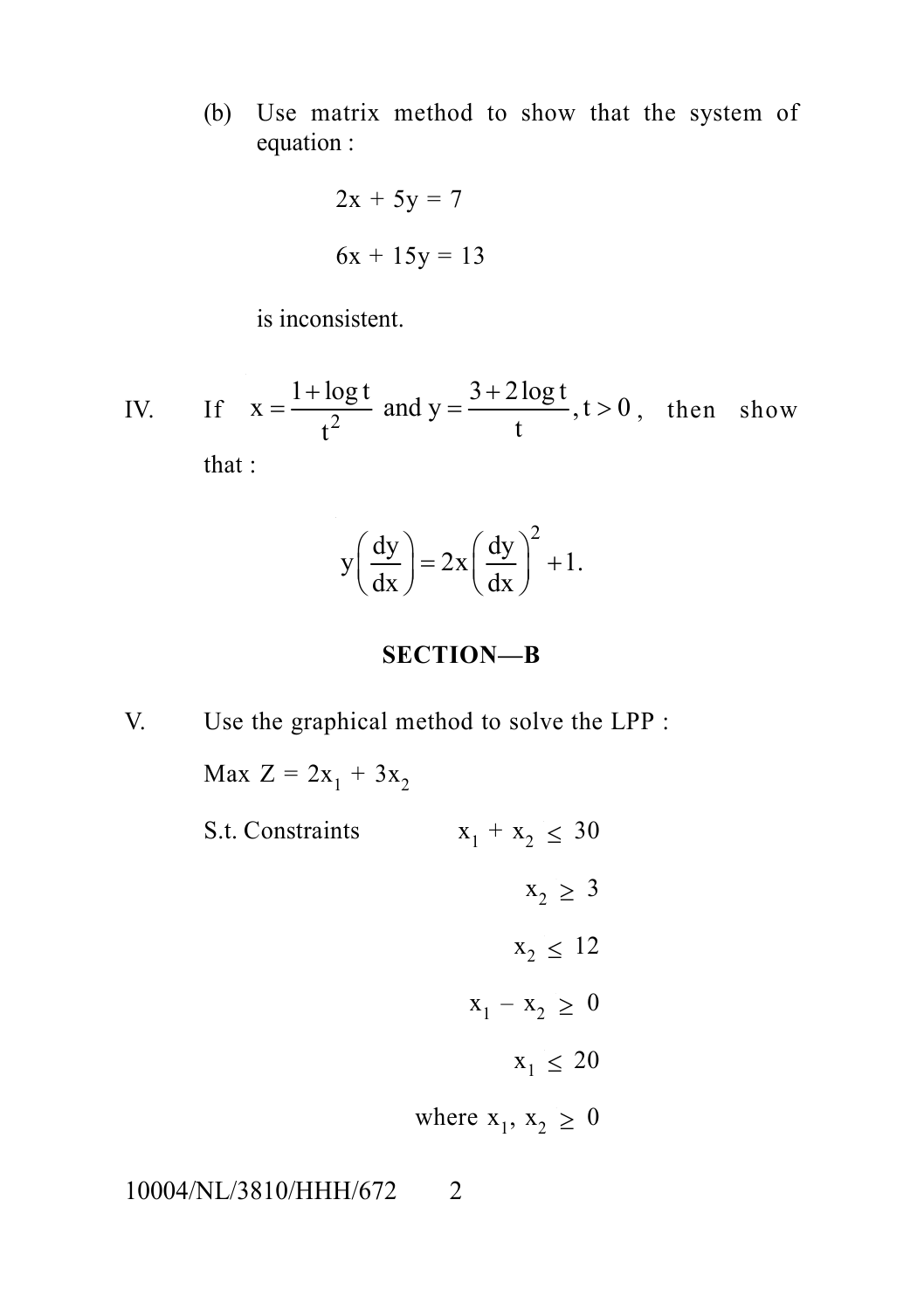(b) Use matrix method to show that the system of equation :

$$2x + 5y = 7$$

$$6x + 15y = 13$$

is inconsistent.

IV. If $x = \frac{1 + \log t}{t^2}$ and $y = \frac{3 + 2\log t}{t}, t > 0$, then show that :

$$y\left(\frac{dy}{dx}\right) = 2x\left(\frac{dy}{dx}\right)^2 + 1.$$

## SECTION—B

V. Use the graphical method to solve the LPP :

Max $Z = 2x_1 + 3x_2$

S.t. Constraints

$$x_1 + x_2 \le 30$$

$$x_2 \ge 3$$

$$x_2 \le 12$$

$$x_1 - x_2 \ge 0$$

$$x_1 \le 20$$

where $x_1, x_2 \ge 0$

10004/NL/3810/HHH/672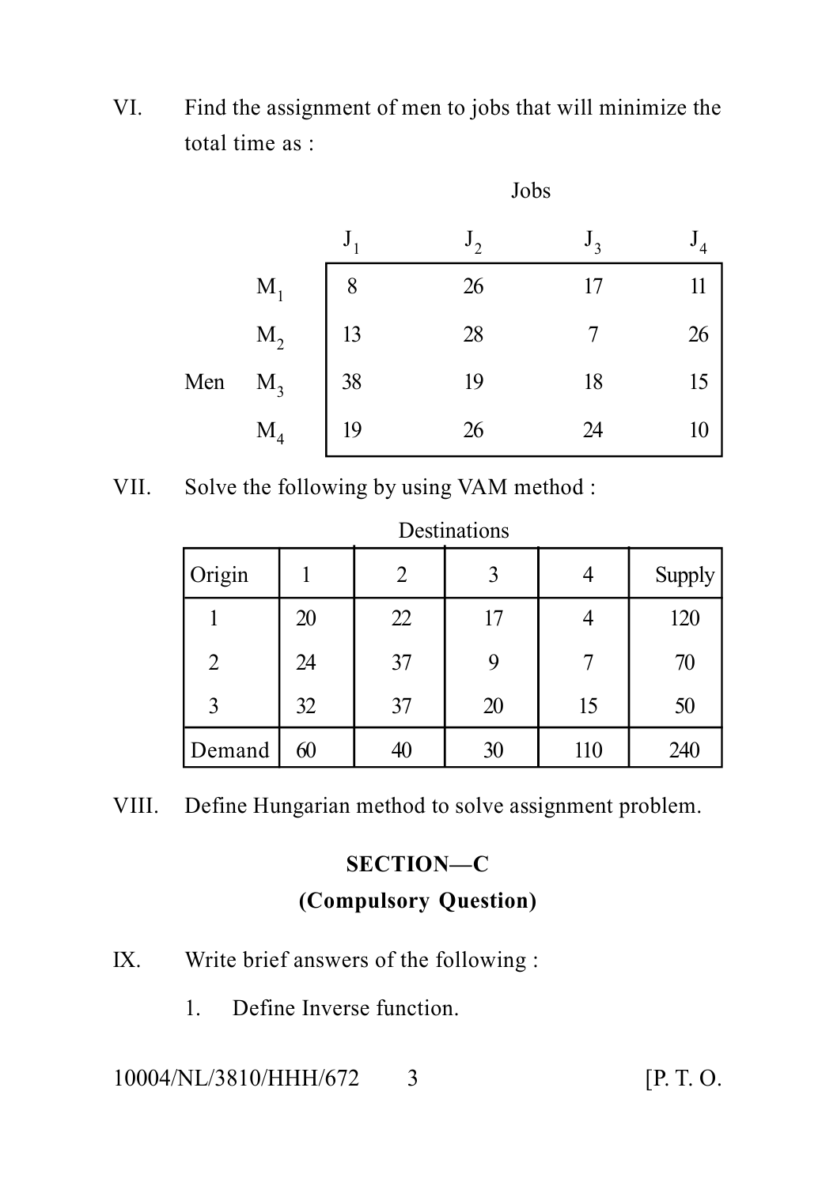VI. Find the assignment of men to jobs that will minimize the total time as :

Jobs

| Men | | $J_1$ | $J_2$ | $J_3$ | $J_4$ |
|---|---|---|---|---|---|
| | $M_1$ | 8 | 26 | 17 | 11 |
| | $M_2$ | 13 | 28 | 7 | 26 |
| Men | $M_3$ | 38 | 19 | 18 | 15 |
| | $M_4$ | 19 | 26 | 24 | 10 |

VII. Solve the following by using VAM method :

Destinations

| Origin | 1 | 2 | 3 | 4 | Supply |
|---|---|---|---|---|---|
| 1 | 20 | 22 | 17 | 4 | 120 |
| 2 | 24 | 37 | 9 | 7 | 70 |
| 3 | 32 | 37 | 20 | 15 | 50 |
| Demand | 60 | 40 | 30 | 110 | 240 |

VIII. Define Hungarian method to solve assignment problem.

## SECTION—C

### (Compulsory Question)

IX. Write brief answers of the following :

1. Define Inverse function.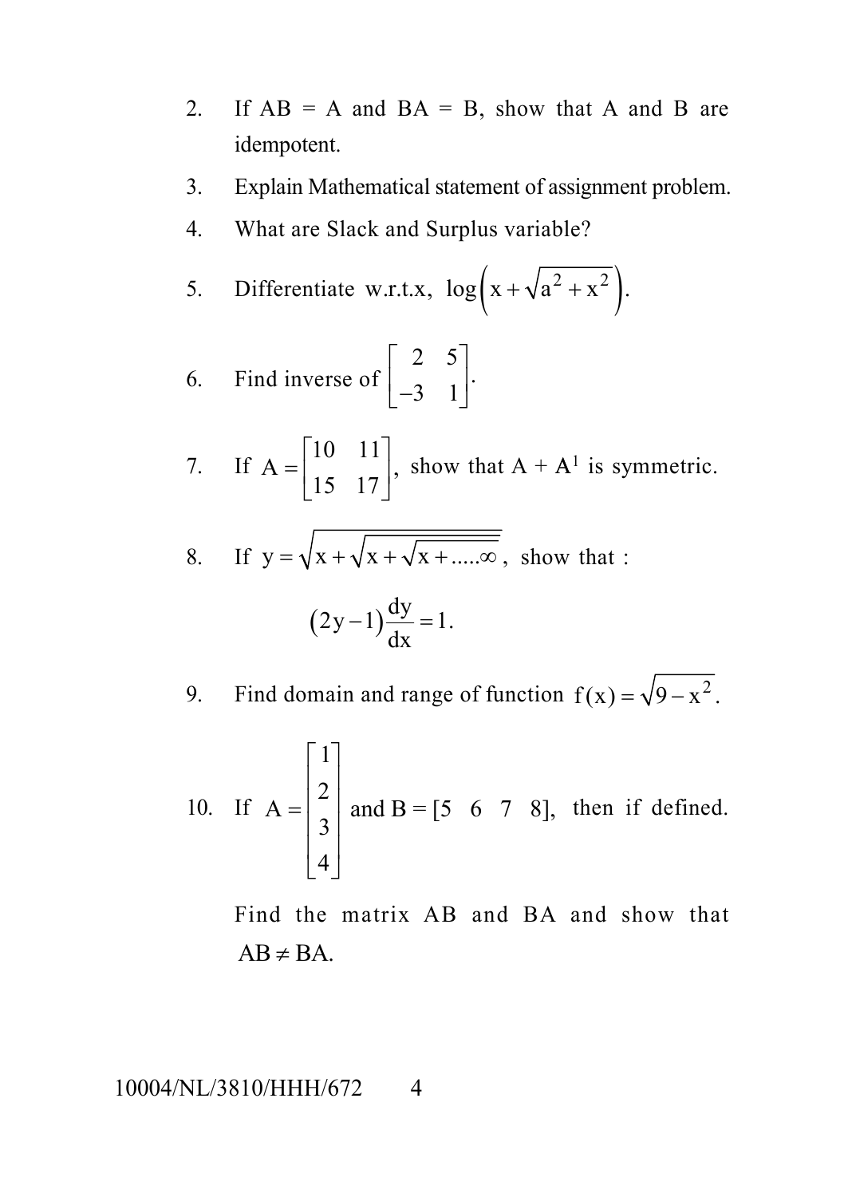2. If AB = A and BA = B, show that A and B are idempotent.

3. Explain Mathematical statement of assignment problem.

4. What are Slack and Surplus variable?

5. Differentiate w.r.t.x, $\log\left(x+\sqrt{a^2+x^2}\right)$.

6. Find inverse of $\begin{bmatrix} 2 & 5 \\ -3 & 1 \end{bmatrix}$.

7. If $A = \begin{bmatrix} 10 & 11 \\ 15 & 17 \end{bmatrix}$, show that $A + A^1$ is symmetric.

8. If $y = \sqrt{x+\sqrt{x+\sqrt{x+.....\infty}}}$, show that :

$$(2y-1)\frac{dy}{dx} = 1.$$

9. Find domain and range of function $f(x) = \sqrt{9-x^2}$.

10. If $A = \begin{bmatrix} 1 \\ 2 \\ 3 \\ 4 \end{bmatrix}$ and $B = [5 \quad 6 \quad 7 \quad 8]$, then if defined.

    Find the matrix AB and BA and show that $AB \neq BA$.

10004/NL/3810/HHH/672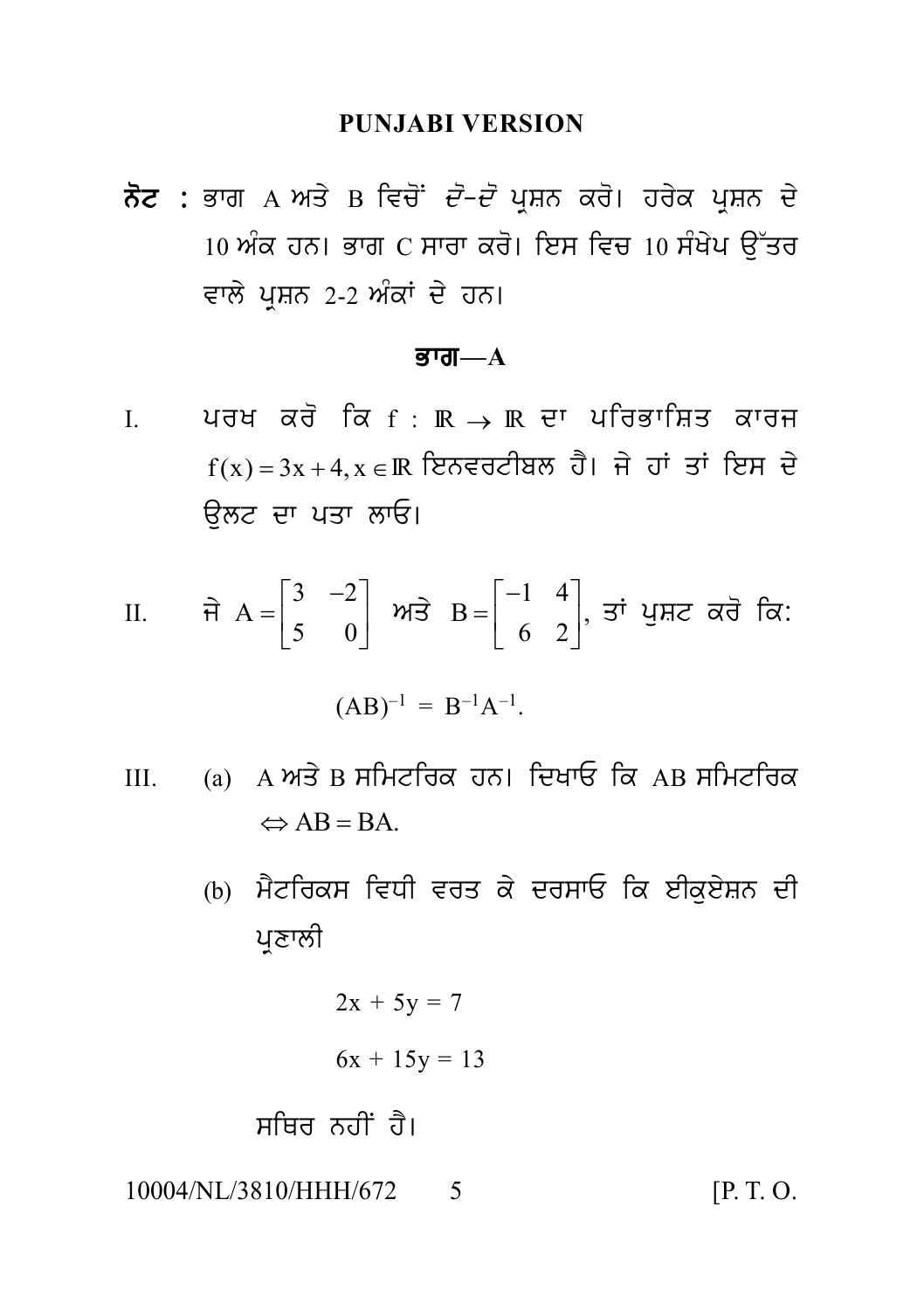## PUNJABI VERSION

**ਨੋਟ :** ਭਾਗ A ਅਤੇ B ਵਿਚੋਂ ਦੋ-ਦੋ ਪ੍ਰਸ਼ਨ ਕਰੋ। ਹਰੇਕ ਪ੍ਰਸ਼ਨ ਦੇ 10 ਅੰਕ ਹਨ। ਭਾਗ C ਸਾਰਾ ਕਰੋ। ਇਸ ਵਿਚ 10 ਸੰਖੇਪ ਉੱਤਰ ਵਾਲੇ ਪ੍ਰਸ਼ਨ 2-2 ਅੰਕਾਂ ਦੇ ਹਨ।

### ਭਾਗ—A

I. ਪਰਖ ਕਰੋ ਕਿ $f : \mathbb{R} \to \mathbb{R}$ ਦਾ ਪਰਿਭਾਸ਼ਿਤ ਕਾਰਜ $f(x) = 3x + 4, x \in \mathbb{R}$ ਇਨਵਰਟੀਬਲ ਹੈ। ਜੇ ਹਾਂ ਤਾਂ ਇਸ ਦੇ ਉਲਟ ਦਾ ਪਤਾ ਲਾਓ।

II. ਜੇ $A = \begin{bmatrix} 3 & -2 \\ 5 & 0 \end{bmatrix}$ ਅਤੇ $B = \begin{bmatrix} -1 & 4 \\ 6 & 2 \end{bmatrix}$, ਤਾਂ ਪੁਸ਼ਟ ਕਰੋ ਕਿ:

$$(AB)^{-1} = B^{-1}A^{-1}.$$

III. (a) A ਅਤੇ B ਸਮਿਟਰਿਕ ਹਨ। ਦਿਖਾਓ ਕਿ AB ਸਮਿਟਰਿਕ $\Leftrightarrow AB = BA$.

(b) ਮੈਟਰਿਕਸ ਵਿਧੀ ਵਰਤ ਕੇ ਦਰਸਾਓ ਕਿ ਈਕੁਏਸ਼ਨ ਦੀ ਪ੍ਰਣਾਲੀ

$$2x + 5y = 7$$

$$6x + 15y = 13$$

ਸਥਿਰ ਨਹੀਂ ਹੈ।

10004/NL/3810/HHH/672 [P. T. O.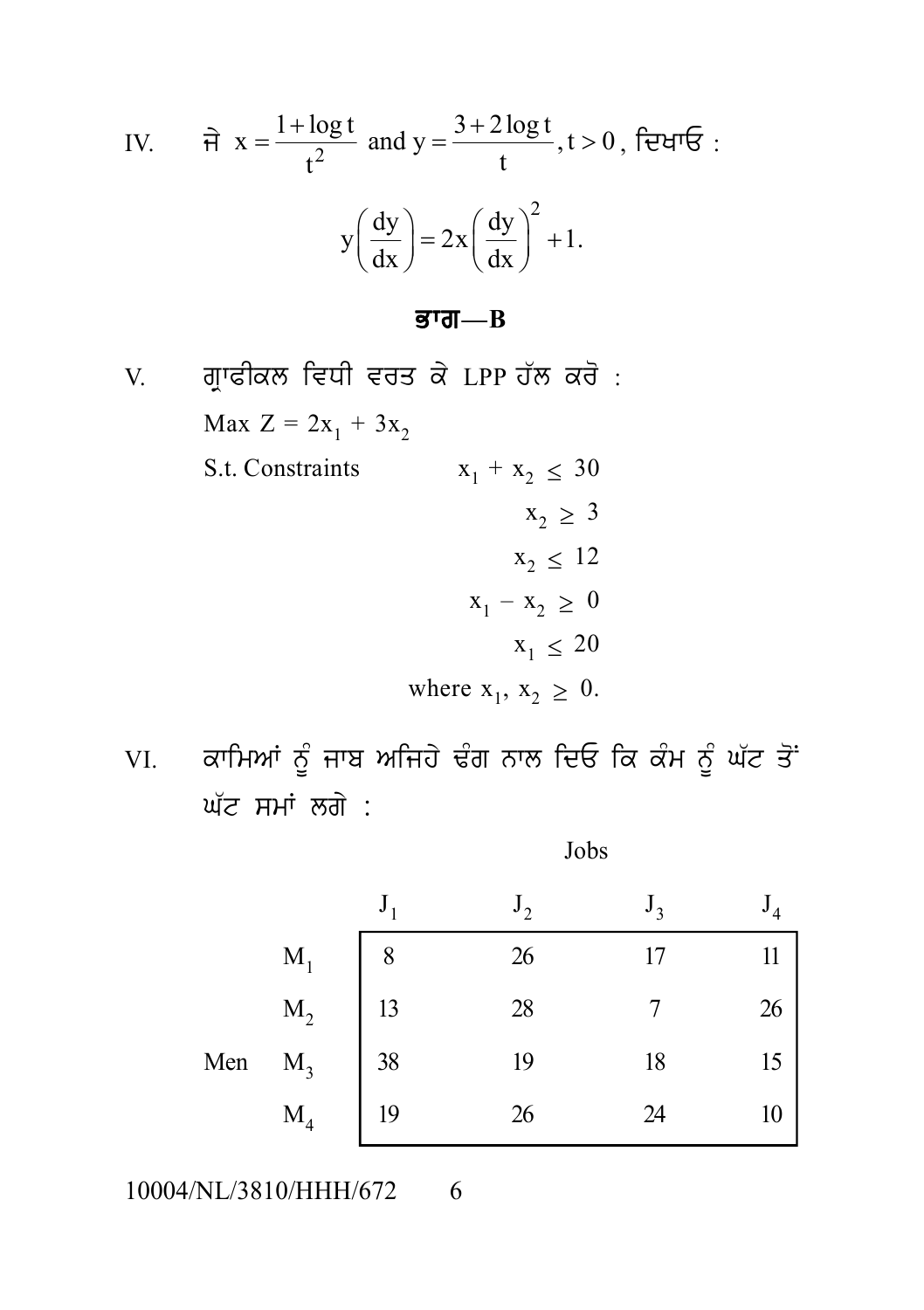IV. ਜੇ $x = \frac{1+\log t}{t^2}$ and $y = \frac{3+2\log t}{t}, t > 0$, ਦਿਖਾਓ :

$$y\left(\frac{dy}{dx}\right) = 2x\left(\frac{dy}{dx}\right)^2 + 1.$$

## ਭਾਗ—B

V. ਗ੍ਰਾਫੀਕਲ ਵਿਧੀ ਵਰਤ ਕੇ LPP ਹੱਲ ਕਰੋ :

Max $Z = 2x_1 + 3x_2$

S.t. Constraints

$$x_1 + x_2 \leq 30$$

$$x_2 \geq 3$$

$$x_2 \leq 12$$

$$x_1 - x_2 \geq 0$$

$$x_1 \leq 20$$

where $x_1, x_2 \geq 0$.

VI. ਕਾਮਿਆਂ ਨੂੰ ਜਾਬ ਅਜਿਹੇ ਢੰਗ ਨਾਲ ਦਿਓ ਕਿ ਕੰਮ ਨੂੰ ਘੱਟ ਤੋਂ ਘੱਟ ਸਮਾਂ ਲਗੇ :

| | | Jobs | | | |
|---|---|---|---|---|---|
| | | $J_1$ | $J_2$ | $J_3$ | $J_4$ |
| Men | $M_1$ | 8 | 26 | 17 | 11 |
| | $M_2$ | 13 | 28 | 7 | 26 |
| | $M_3$ | 38 | 19 | 18 | 15 |
| | $M_4$ | 19 | 26 | 24 | 10 |

10004/NL/3810/HHH/672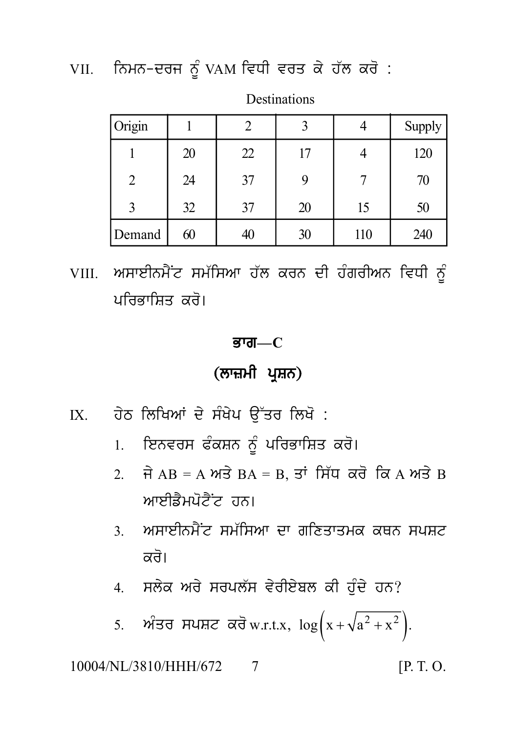VII. ਨਿਮਨ-ਦਰਜ ਨੂੰ VAM ਵਿਧੀ ਵਰਤ ਕੇ ਹੱਲ ਕਰੋ :

Destinations

| Origin | 1 | 2 | 3 | 4 | Supply |
|---|---|---|---|---|---|
| 1 | 20 | 22 | 17 | 4 | 120 |
| 2 | 24 | 37 | 9 | 7 | 70 |
| 3 | 32 | 37 | 20 | 15 | 50 |
| Demand | 60 | 40 | 30 | 110 | 240 |

VIII. ਅਸਾਈਨਮੈਂਟ ਸਮੱਸਿਆ ਹੱਲ ਕਰਨ ਦੀ ਹੰਗਰੀਅਨ ਵਿਧੀ ਨੂੰ ਪਰਿਭਾਸ਼ਿਤ ਕਰੋ।

## ਭਾਗ—C

## (ਲਾਜ਼ਮੀ ਪ੍ਰਸ਼ਨ)

IX. ਹੇਠ ਲਿਖਿਆਂ ਦੇ ਸੰਖੇਪ ਉੱਤਰ ਲਿਖੋ :

1. ਇਨਵਰਸ ਫੰਕਸ਼ਨ ਨੂੰ ਪਰਿਭਾਸ਼ਿਤ ਕਰੋ।
2. ਜੇ $AB = A$ ਅਤੇ $BA = B$, ਤਾਂ ਸਿੱਧ ਕਰੋ ਕਿ A ਅਤੇ B ਆਈਡੈਮਪੋਟੈਂਟ ਹਨ।
3. ਅਸਾਈਨਮੈਂਟ ਸਮੱਸਿਆ ਦਾ ਗਣਿਤਾਤਮਕ ਕਥਨ ਸਪਸ਼ਟ ਕਰੋ।
4. ਸਲੇਕ ਅਰੇ ਸਰਪਲੱਸ ਵੇਰੀਏਬਲ ਕੀ ਹੁੰਦੇ ਹਨ?
5. ਅੰਤਰ ਸਪਸ਼ਟ ਕਰੋ w.r.t.x, $\log\left(x + \sqrt{a^2 + x^2}\right)$.

10004/NL/3810/HHH/672

[P. T. O.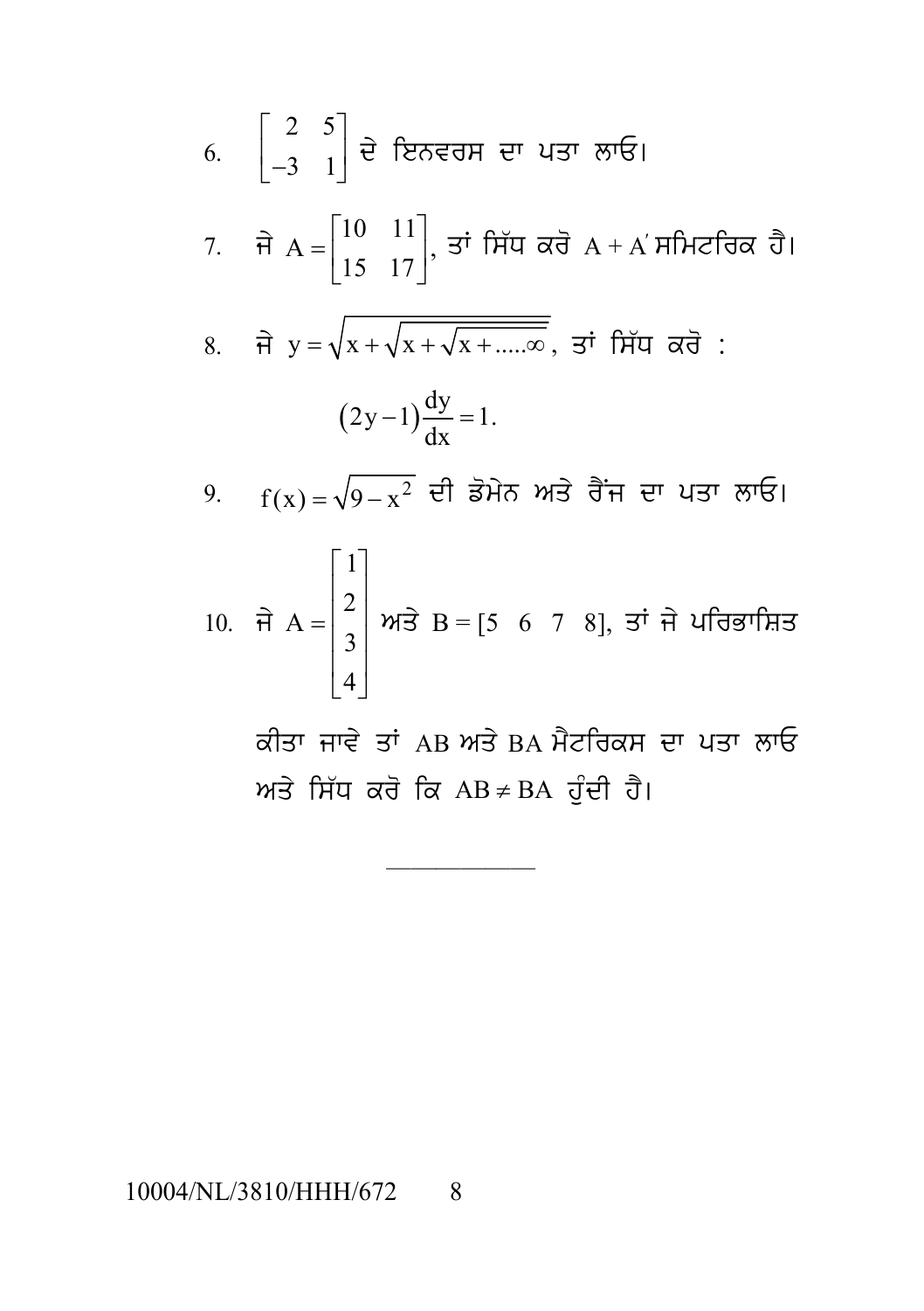6. $\begin{bmatrix} 2 & 5 \\ -3 & 1 \end{bmatrix}$ ਦੇ ਇਨਵਰਸ ਦਾ ਪਤਾ ਲਾਓ।

7. ਜੇ $A = \begin{bmatrix} 10 & 11 \\ 15 & 17 \end{bmatrix}$, ਤਾਂ ਸਿੱਧ ਕਰੋ $A + A'$ ਸਮਿਟਰਿਕ ਹੈ।

8. ਜੇ $y = \sqrt{x + \sqrt{x + \sqrt{x + .....\infty}}}$, ਤਾਂ ਸਿੱਧ ਕਰੋ :

$$(2y - 1)\frac{dy}{dx} = 1.$$

9. $f(x) = \sqrt{9 - x^2}$ ਦੀ ਡੋਮੇਨ ਅਤੇ ਰੈਂਜ ਦਾ ਪਤਾ ਲਾਓ।

10. ਜੇ $A = \begin{bmatrix} 1 \\ 2 \\ 3 \\ 4 \end{bmatrix}$ ਅਤੇ $B = [5 \quad 6 \quad 7 \quad 8]$, ਤਾਂ ਜੇ ਪਰਿਭਾਸ਼ਿਤ ਕੀਤਾ ਜਾਵੇ ਤਾਂ AB ਅਤੇ BA ਮੈਟਰਿਕਸ ਦਾ ਪਤਾ ਲਾਓ ਅਤੇ ਸਿੱਧ ਕਰੋ ਕਿ $AB \neq BA$ ਹੁੰਦੀ ਹੈ।

---

10004/NL/3810/HHH/672